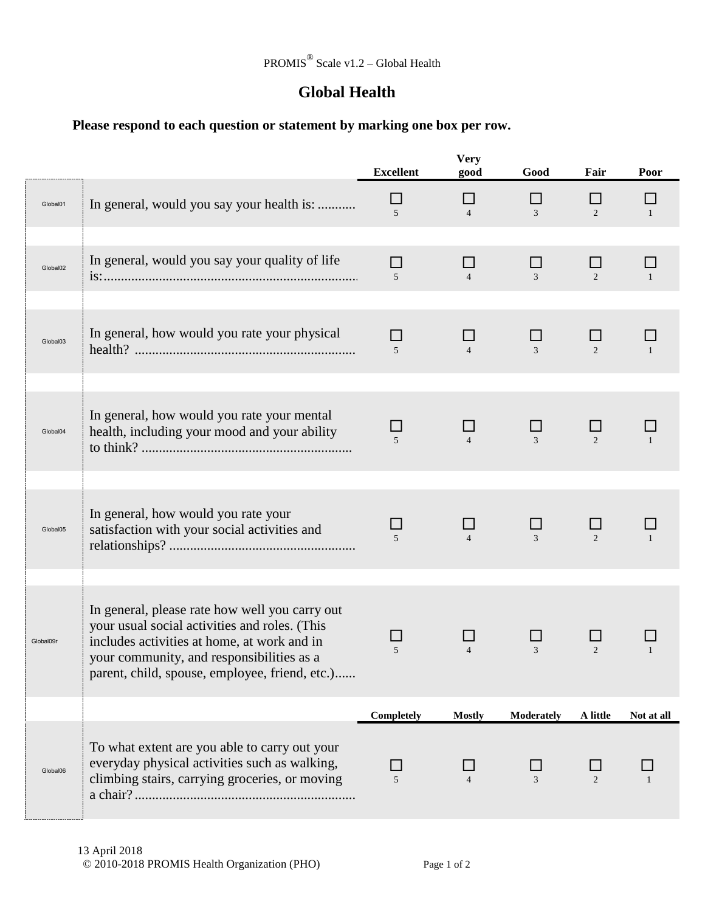PROMIS® Scale v1.2 – Global Health

# Global Health

**Please respond to each question or statement by marking one box per row.**

| | | Excellent | Very good | Good | Fair | Poor |
|---|---|---|---|---|---|---|
| Global01 | In general, would you say your health is: ........... | ☐ 5 | ☐ 4 | ☐ 3 | ☐ 2 | ☐ 1 |
| Global02 | In general, would you say your quality of life is:......................................................................... | ☐ 5 | ☐ 4 | ☐ 3 | ☐ 2 | ☐ 1 |
| Global03 | In general, how would you rate your physical health? ............................................................... | ☐ 5 | ☐ 4 | ☐ 3 | ☐ 2 | ☐ 1 |
| Global04 | In general, how would you rate your mental health, including your mood and your ability to think? ............................................................ | ☐ 5 | ☐ 4 | ☐ 3 | ☐ 2 | ☐ 1 |
| Global05 | In general, how would you rate your satisfaction with your social activities and relationships? ..................................................... | ☐ 5 | ☐ 4 | ☐ 3 | ☐ 2 | ☐ 1 |
| Global09r | In general, please rate how well you carry out your usual social activities and roles. (This includes activities at home, at work and in your community, and responsibilities as a parent, child, spouse, employee, friend, etc.)...... | ☐ 5 | ☐ 4 | ☐ 3 | ☐ 2 | ☐ 1 |
| | | **Completely** | **Mostly** | **Moderately** | **A little** | **Not at all** |
| Global06 | To what extent are you able to carry out your everyday physical activities such as walking, climbing stairs, carrying groceries, or moving a chair? ............................................................... | ☐ 5 | ☐ 4 | ☐ 3 | ☐ 2 | ☐ 1 |

13 April 2018
© 2010-2018 PROMIS Health Organization (PHO)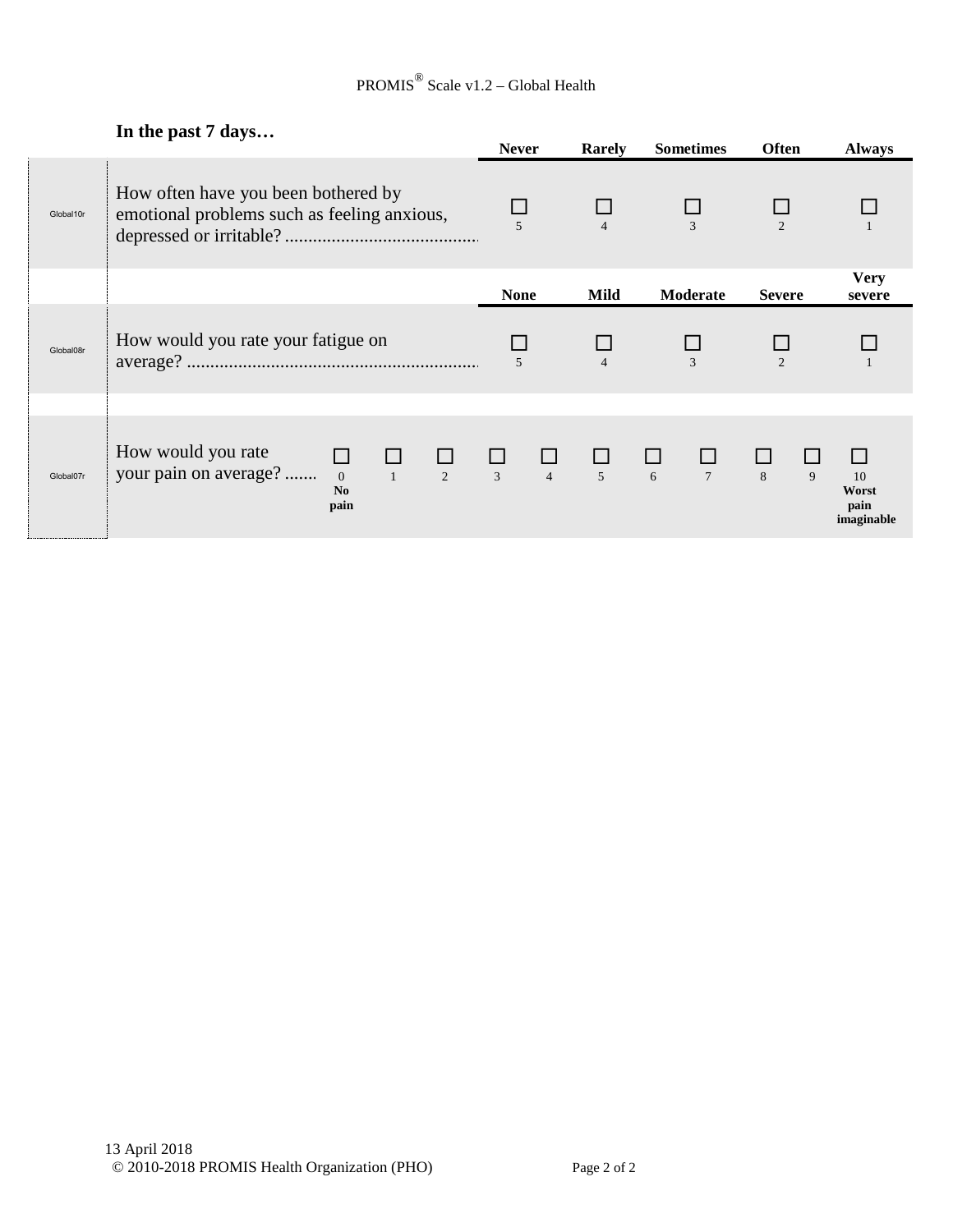PROMIS® Scale v1.2 – Global Health

**In the past 7 days…**

| | | Never | Rarely | Sometimes | Often | Always |
|---|---|---|---|---|---|---|
| Global10r | How often have you been bothered by emotional problems such as feeling anxious, depressed or irritable? | ☐ 5 | ☐ 4 | ☐ 3 | ☐ 2 | ☐ 1 |

| | | None | Mild | Moderate | Severe | Very severe |
|---|---|---|---|---|---|---|
| Global08r | How would you rate your fatigue on average? | ☐ 5 | ☐ 4 | ☐ 3 | ☐ 2 | ☐ 1 |

| | | | | | | | | | | | | |
|---|---|---|---|---|---|---|---|---|---|---|---|---|
| Global07r | How would you rate your pain on average? | ☐ 0 No pain | ☐ 1 | ☐ 2 | ☐ 3 | ☐ 4 | ☐ 5 | ☐ 6 | ☐ 7 | ☐ 8 | ☐ 9 | ☐ 10 Worst pain imaginable |

13 April 2018
© 2010-2018 PROMIS Health Organization (PHO)